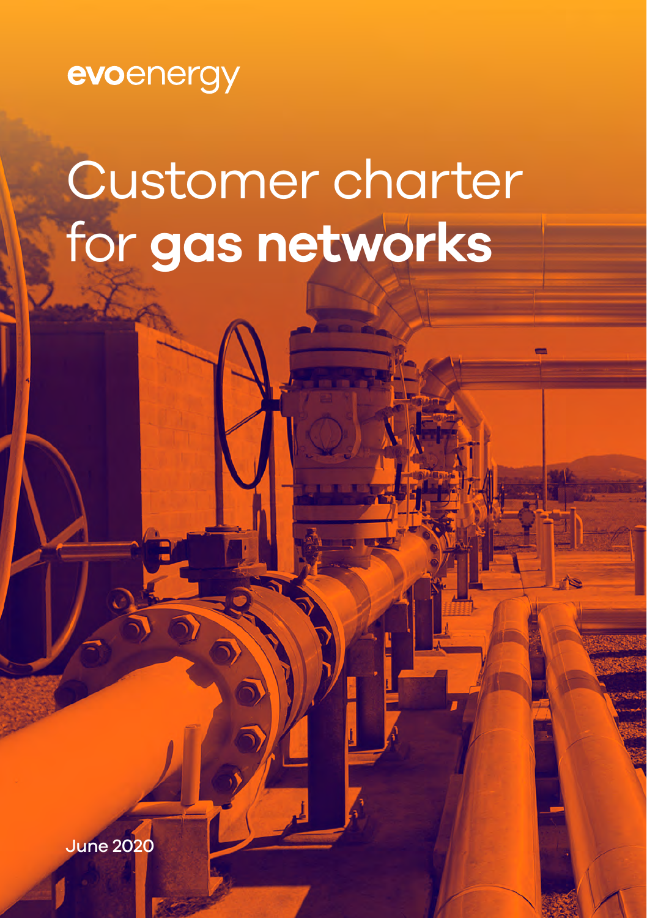evoenergy

# Customer charter for **gas networks**

June 2020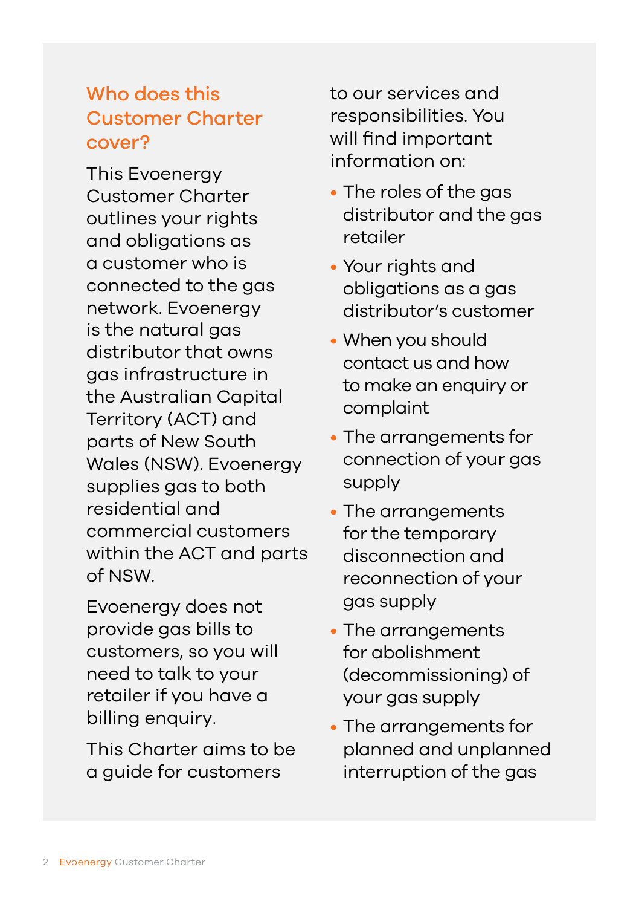## Who does this Customer Charter cover?

This Evoenergy Customer Charter outlines your rights and obligations as a customer who is connected to the gas network. Evoenergy is the natural gas distributor that owns gas infrastructure in the Australian Capital Territory (ACT) and parts of New South Wales (NSW). Evoenergy supplies gas to both residential and commercial customers within the ACT and parts of NSW.

Evoenergy does not provide gas bills to customers, so you will need to talk to your retailer if you have a billing enquiry.

This Charter aims to be a guide for customers to our services and responsibilities. You will find important information on:

- The roles of the gas distributor and the gas retailer
- Your rights and obligations as a gas distributor's customer
- When you should contact us and how to make an enquiry or complaint
- The arrangements for connection of your gas supply
- The arrangements for the temporary disconnection and reconnection of your gas supply
- The arrangements for abolishment (decommissioning) of your gas supply
- The arrangements for planned and unplanned interruption of the gas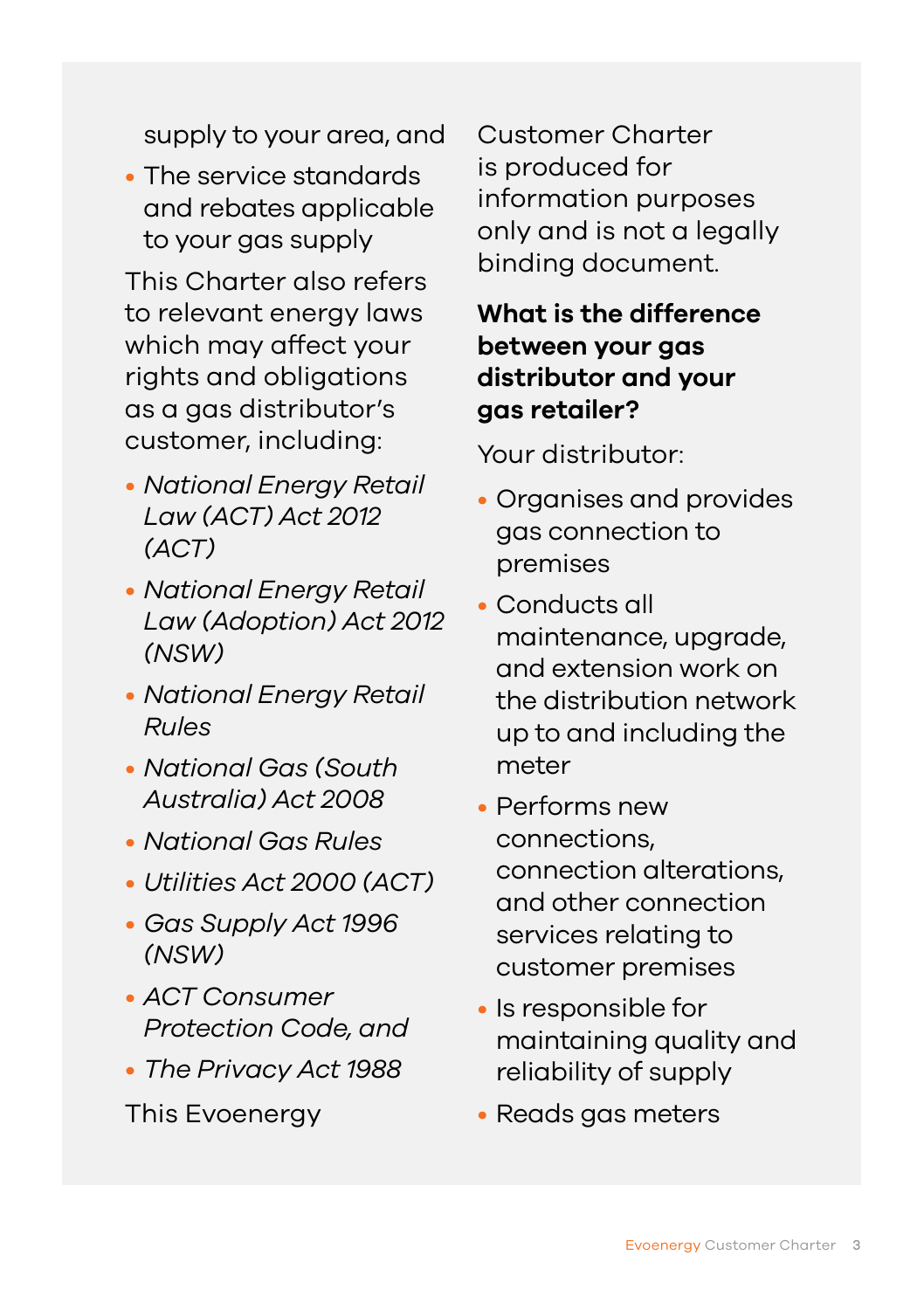supply to your area, and

- The service standards and rebates applicable to your gas supply

This Charter also refers to relevant energy laws which may affect your rights and obligations as a gas distributor's customer, including:

- *National Energy Retail Law (ACT) Act 2012 (ACT)*
- *National Energy Retail Law (Adoption) Act 2012 (NSW)*
- *National Energy Retail Rules*
- *National Gas (South Australia) Act 2008*
- *National Gas Rules*
- *Utilities Act 2000 (ACT)*
- *Gas Supply Act 1996 (NSW)*
- *ACT Consumer Protection Code, and*
- *The Privacy Act 1988*

This Evoenergy Customer Charter is produced for information purposes only and is not a legally binding document.

**What is the difference between your gas distributor and your gas retailer?**

Your distributor:

- Organises and provides gas connection to premises
- Conducts all maintenance, upgrade, and extension work on the distribution network up to and including the meter
- Performs new connections, connection alterations, and other connection services relating to customer premises
- Is responsible for maintaining quality and reliability of supply
- Reads gas meters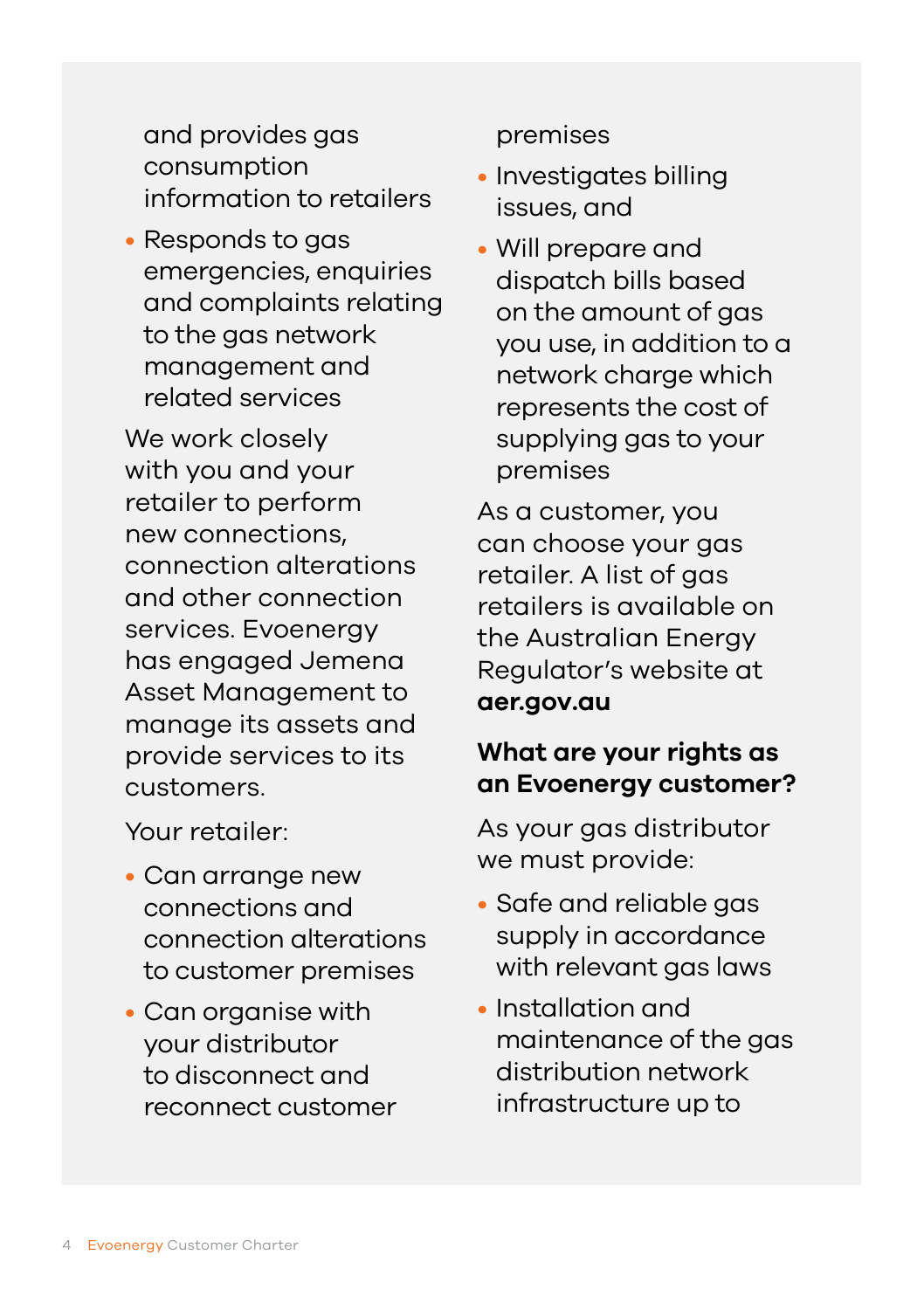and provides gas consumption information to retailers

- Responds to gas emergencies, enquiries and complaints relating to the gas network management and related services

We work closely with you and your retailer to perform new connections, connection alterations and other connection services. Evoenergy has engaged Jemena Asset Management to manage its assets and provide services to its customers.

Your retailer:

- Can arrange new connections and connection alterations to customer premises
- Can organise with your distributor to disconnect and reconnect customer premises
- Investigates billing issues, and
- Will prepare and dispatch bills based on the amount of gas you use, in addition to a network charge which represents the cost of supplying gas to your premises

As a customer, you can choose your gas retailer. A list of gas retailers is available on the Australian Energy Regulator's website at **aer.gov.au**

### What are your rights as an Evoenergy customer?

As your gas distributor we must provide:

- Safe and reliable gas supply in accordance with relevant gas laws
- Installation and maintenance of the gas distribution network infrastructure up to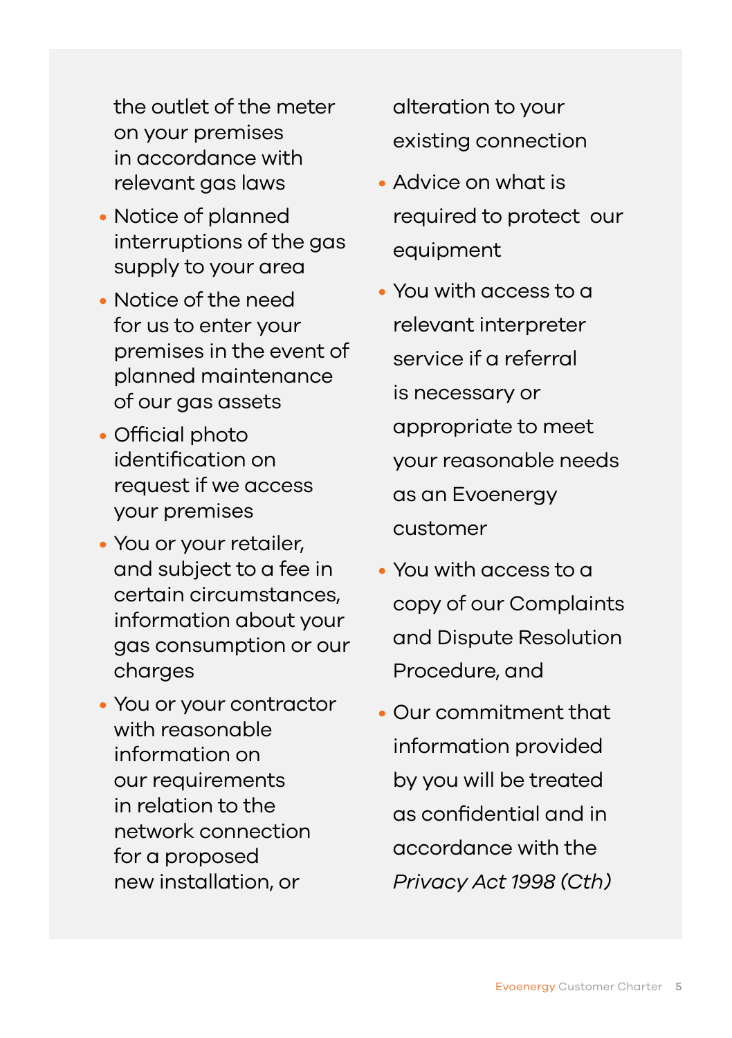the outlet of the meter on your premises in accordance with relevant gas laws

- Notice of planned interruptions of the gas supply to your area
- Notice of the need for us to enter your premises in the event of planned maintenance of our gas assets
- Official photo identification on request if we access your premises
- You or your retailer, and subject to a fee in certain circumstances, information about your gas consumption or our charges
- You or your contractor with reasonable information on our requirements in relation to the network connection for a proposed new installation, or alteration to your existing connection
- Advice on what is required to protect our equipment
- You with access to a relevant interpreter service if a referral is necessary or appropriate to meet your reasonable needs as an Evoenergy customer
- You with access to a copy of our Complaints and Dispute Resolution Procedure, and
- Our commitment that information provided by you will be treated as confidential and in accordance with the *Privacy Act 1998 (Cth)*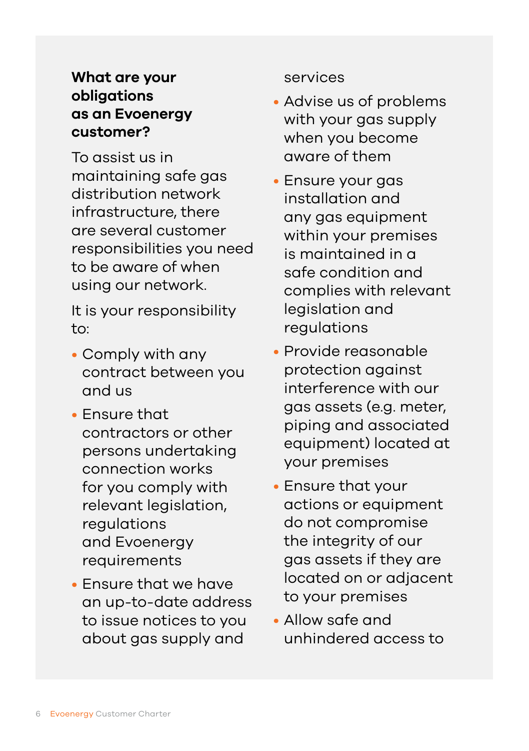### What are your obligations as an Evoenergy customer?

To assist us in maintaining safe gas distribution network infrastructure, there are several customer responsibilities you need to be aware of when using our network.

It is your responsibility to:

- Comply with any contract between you and us
- Ensure that contractors or other persons undertaking connection works for you comply with relevant legislation, regulations and Evoenergy requirements
- Ensure that we have an up-to-date address to issue notices to you about gas supply and services
- Advise us of problems with your gas supply when you become aware of them
- Ensure your gas installation and any gas equipment within your premises is maintained in a safe condition and complies with relevant legislation and regulations
- Provide reasonable protection against interference with our gas assets (e.g. meter, piping and associated equipment) located at your premises
- Ensure that your actions or equipment do not compromise the integrity of our gas assets if they are located on or adjacent to your premises
- Allow safe and unhindered access to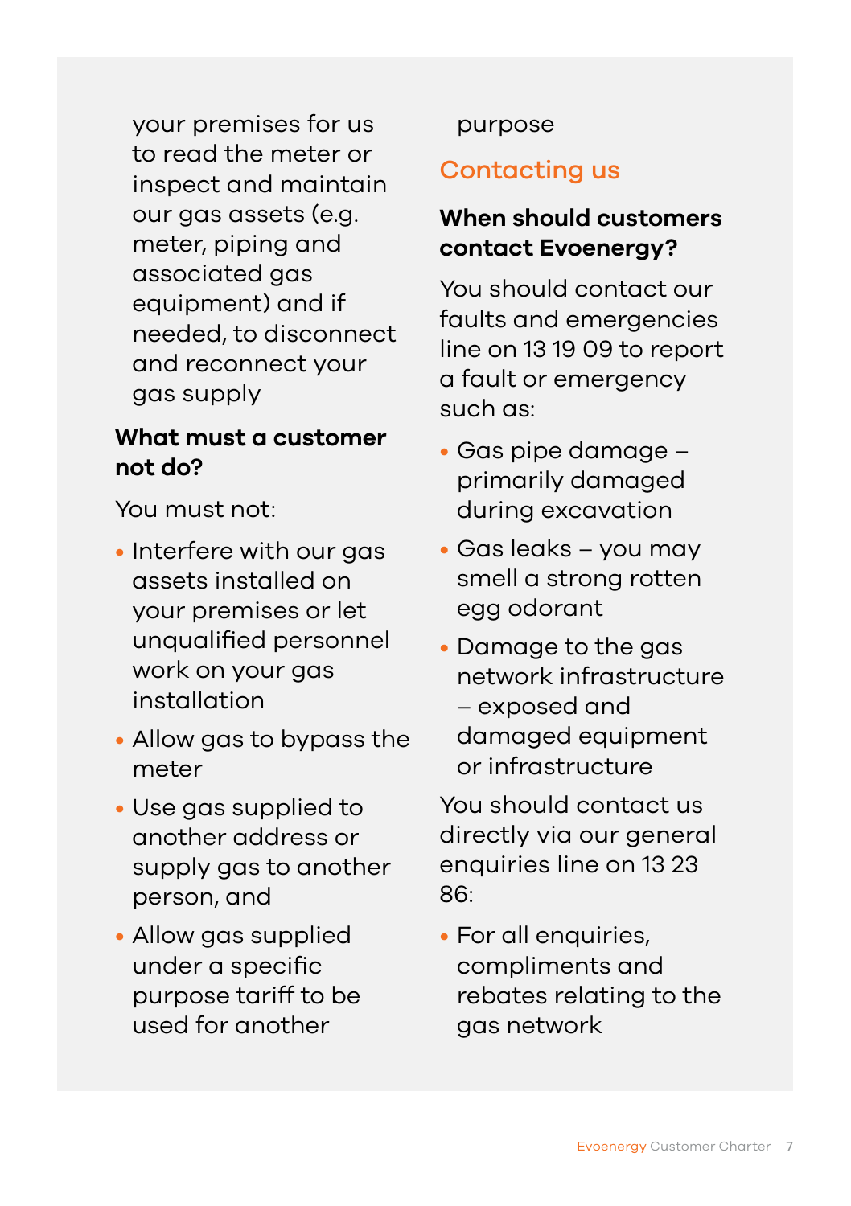your premises for us to read the meter or inspect and maintain our gas assets (e.g. meter, piping and associated gas equipment) and if needed, to disconnect and reconnect your gas supply

**What must a customer not do?**

You must not:

- Interfere with our gas assets installed on your premises or let unqualified personnel work on your gas installation
- Allow gas to bypass the meter
- Use gas supplied to another address or supply gas to another person, and
- Allow gas supplied under a specific purpose tariff to be used for another purpose

## Contacting us

**When should customers contact Evoenergy?**

You should contact our faults and emergencies line on 13 19 09 to report a fault or emergency such as:

- Gas pipe damage – primarily damaged during excavation
- Gas leaks – you may smell a strong rotten egg odorant
- Damage to the gas network infrastructure – exposed and damaged equipment or infrastructure

You should contact us directly via our general enquiries line on 13 23 86:

- For all enquiries, compliments and rebates relating to the gas network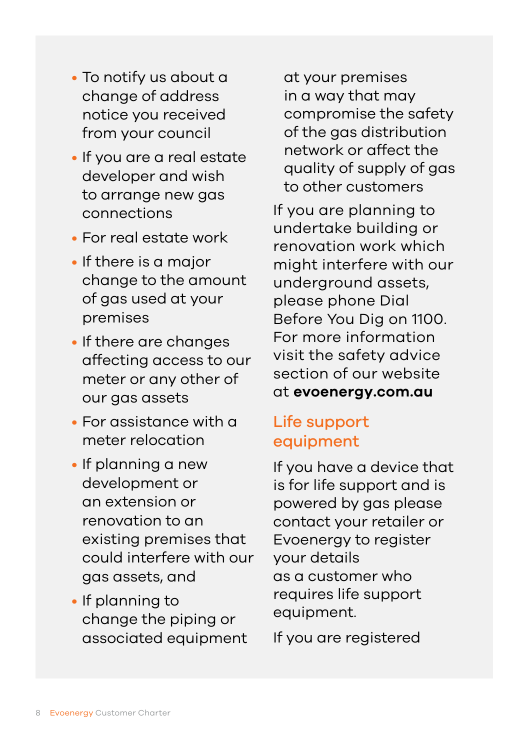- To notify us about a change of address notice you received from your council
- If you are a real estate developer and wish to arrange new gas connections
- For real estate work
- If there is a major change to the amount of gas used at your premises
- If there are changes affecting access to our meter or any other of our gas assets
- For assistance with a meter relocation
- If planning a new development or an extension or renovation to an existing premises that could interfere with our gas assets, and
- If planning to change the piping or associated equipment at your premises in a way that may compromise the safety of the gas distribution network or affect the quality of supply of gas to other customers

If you are planning to undertake building or renovation work which might interfere with our underground assets, please phone Dial Before You Dig on 1100. For more information visit the safety advice section of our website at **evoenergy.com.au**

## Life support equipment

If you have a device that is for life support and is powered by gas please contact your retailer or Evoenergy to register your details as a customer who requires life support equipment.

If you are registered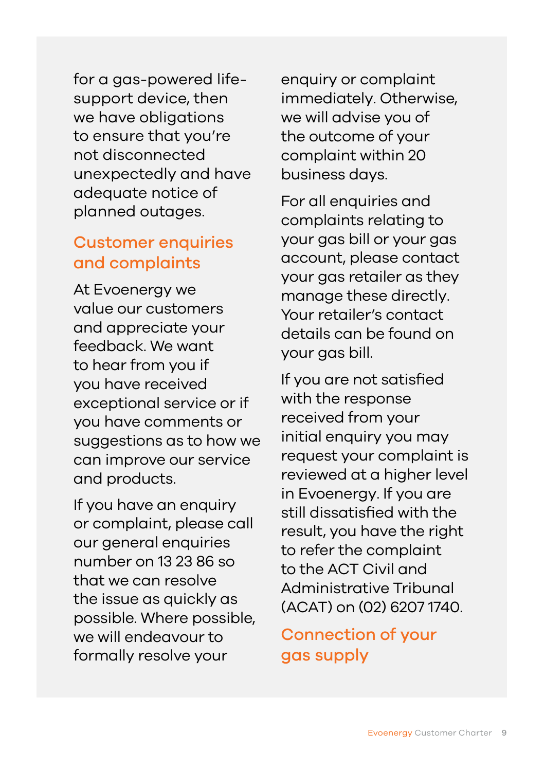for a gas-powered life-support device, then we have obligations to ensure that you're not disconnected unexpectedly and have adequate notice of planned outages.

## Customer enquiries and complaints

At Evoenergy we value our customers and appreciate your feedback. We want to hear from you if you have received exceptional service or if you have comments or suggestions as to how we can improve our service and products.

If you have an enquiry or complaint, please call our general enquiries number on 13 23 86 so that we can resolve the issue as quickly as possible. Where possible, we will endeavour to formally resolve your enquiry or complaint immediately. Otherwise, we will advise you of the outcome of your complaint within 20 business days.

For all enquiries and complaints relating to your gas bill or your gas account, please contact your gas retailer as they manage these directly. Your retailer's contact details can be found on your gas bill.

If you are not satisfied with the response received from your initial enquiry you may request your complaint is reviewed at a higher level in Evoenergy. If you are still dissatisfied with the result, you have the right to refer the complaint to the ACT Civil and Administrative Tribunal (ACAT) on (02) 6207 1740.

## Connection of your gas supply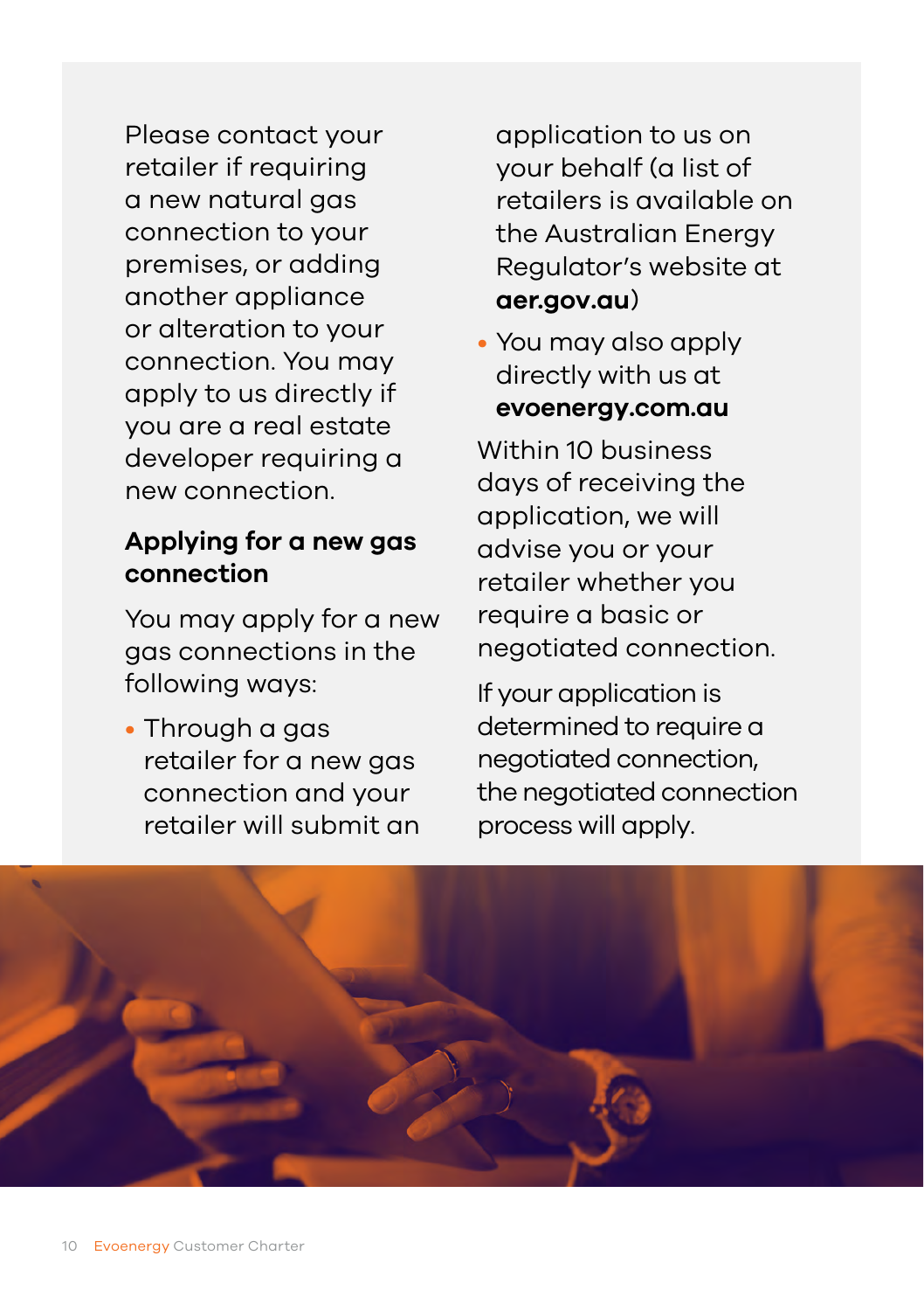Please contact your retailer if requiring a new natural gas connection to your premises, or adding another appliance or alteration to your connection. You may apply to us directly if you are a real estate developer requiring a new connection.

### Applying for a new gas connection

You may apply for a new gas connections in the following ways:

- Through a gas retailer for a new gas connection and your retailer will submit an application to us on your behalf (a list of retailers is available on the Australian Energy Regulator's website at **aer.gov.au**)
- You may also apply directly with us at **evoenergy.com.au**

Within 10 business days of receiving the application, we will advise you or your retailer whether you require a basic or negotiated connection.

If your application is determined to require a negotiated connection, the negotiated connection process will apply.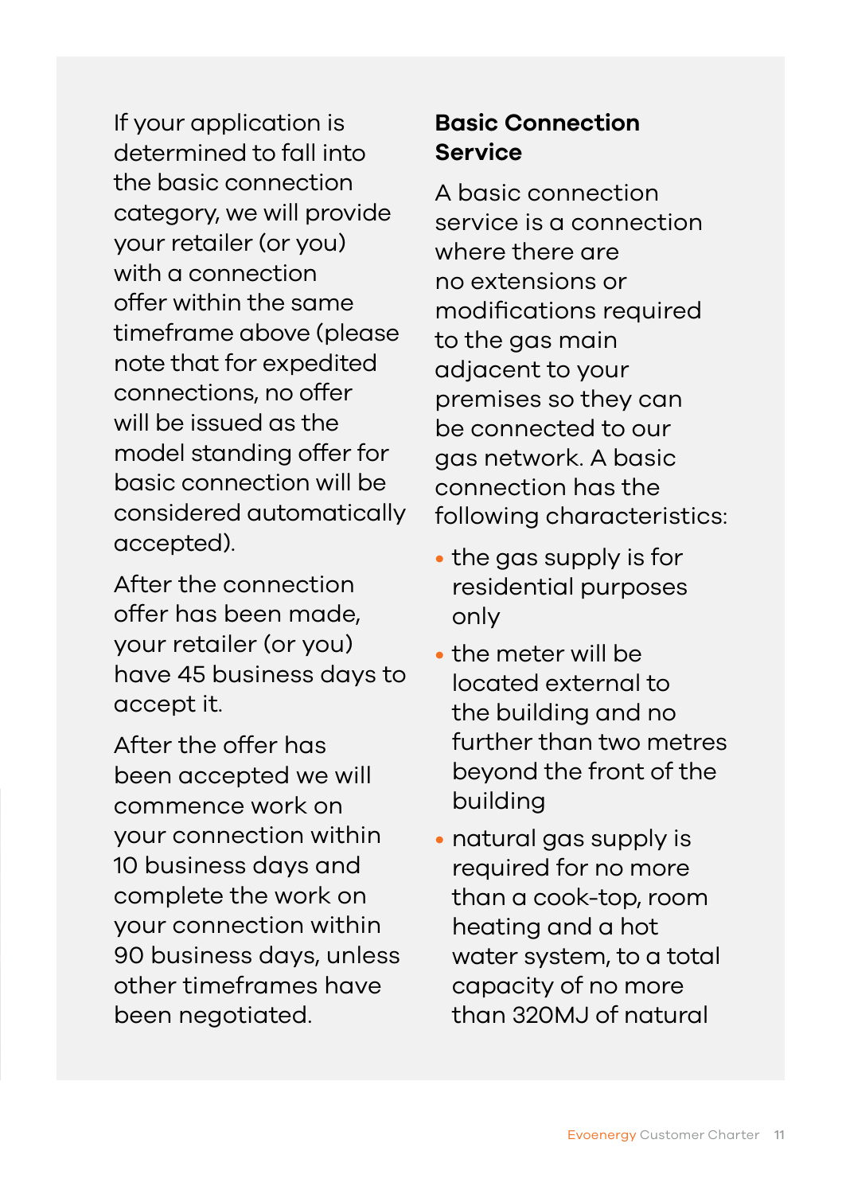If your application is determined to fall into the basic connection category, we will provide your retailer (or you) with a connection offer within the same timeframe above (please note that for expedited connections, no offer will be issued as the model standing offer for basic connection will be considered automatically accepted).

After the connection offer has been made, your retailer (or you) have 45 business days to accept it.

After the offer has been accepted we will commence work on your connection within 10 business days and complete the work on your connection within 90 business days, unless other timeframes have been negotiated.

## Basic Connection Service

A basic connection service is a connection where there are no extensions or modifications required to the gas main adjacent to your premises so they can be connected to our gas network. A basic connection has the following characteristics:

- the gas supply is for residential purposes only
- the meter will be located external to the building and no further than two metres beyond the front of the building
- natural gas supply is required for no more than a cook-top, room heating and a hot water system, to a total capacity of no more than 320MJ of natural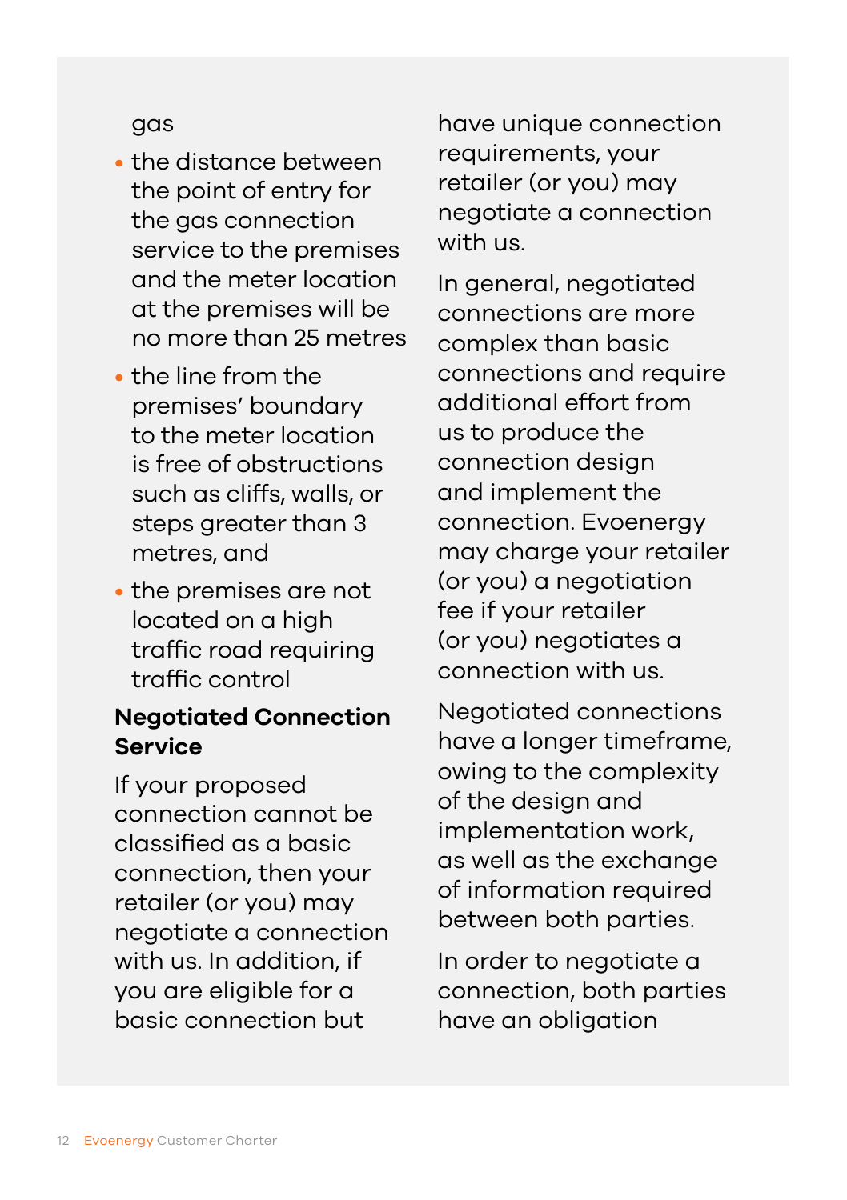gas

- the distance between the point of entry for the gas connection service to the premises and the meter location at the premises will be no more than 25 metres
- the line from the premises' boundary to the meter location is free of obstructions such as cliffs, walls, or steps greater than 3 metres, and
- the premises are not located on a high traffic road requiring traffic control

### Negotiated Connection Service

If your proposed connection cannot be classified as a basic connection, then your retailer (or you) may negotiate a connection with us. In addition, if you are eligible for a basic connection but have unique connection requirements, your retailer (or you) may negotiate a connection with us.

In general, negotiated connections are more complex than basic connections and require additional effort from us to produce the connection design and implement the connection. Evoenergy may charge your retailer (or you) a negotiation fee if your retailer (or you) negotiates a connection with us.

Negotiated connections have a longer timeframe, owing to the complexity of the design and implementation work, as well as the exchange of information required between both parties.

In order to negotiate a connection, both parties have an obligation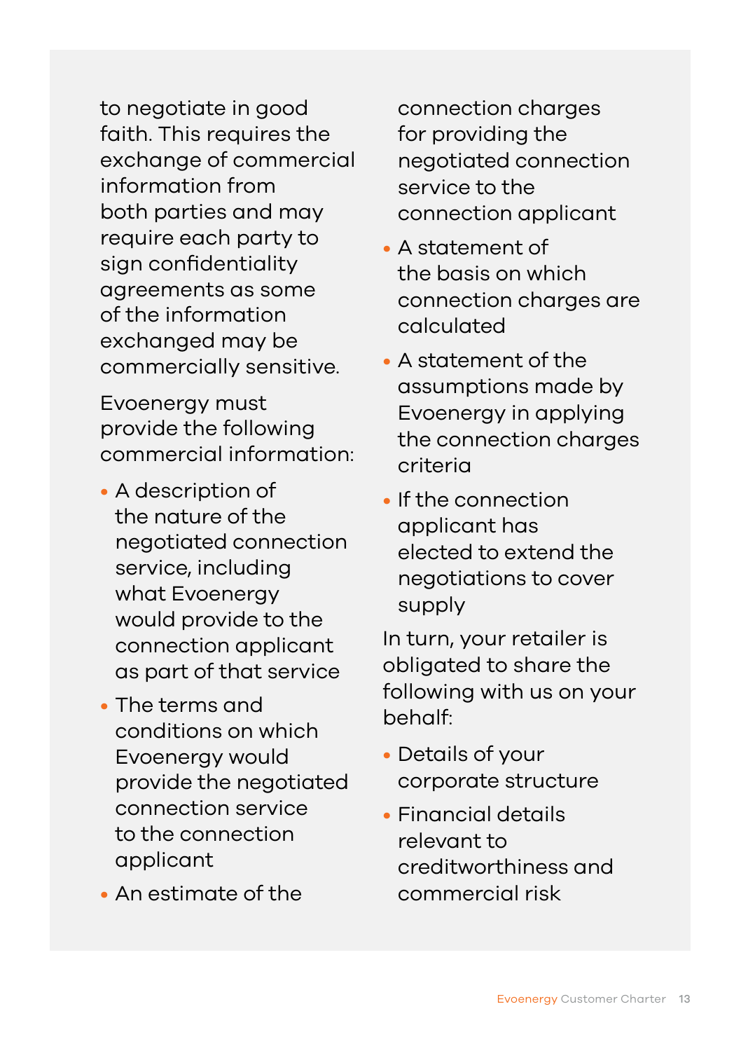to negotiate in good faith. This requires the exchange of commercial information from both parties and may require each party to sign confidentiality agreements as some of the information exchanged may be commercially sensitive.

Evoenergy must provide the following commercial information:

- A description of the nature of the negotiated connection service, including what Evoenergy would provide to the connection applicant as part of that service
- The terms and conditions on which Evoenergy would provide the negotiated connection service to the connection applicant
- An estimate of the connection charges for providing the negotiated connection service to the connection applicant
- A statement of the basis on which connection charges are calculated
- A statement of the assumptions made by Evoenergy in applying the connection charges criteria
- If the connection applicant has elected to extend the negotiations to cover supply

In turn, your retailer is obligated to share the following with us on your behalf:

- Details of your corporate structure
- Financial details relevant to creditworthiness and commercial risk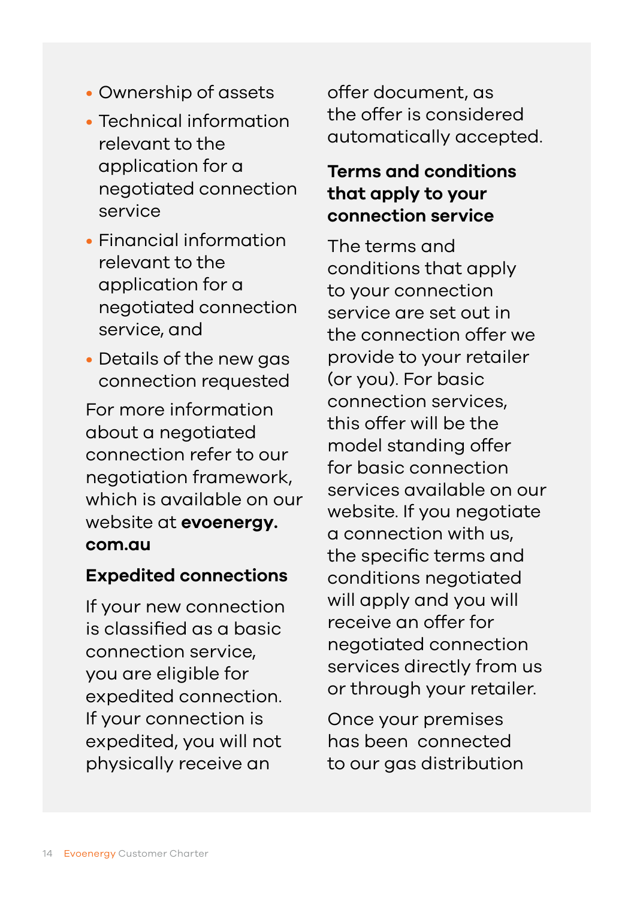- Ownership of assets
- Technical information relevant to the application for a negotiated connection service
- Financial information relevant to the application for a negotiated connection service, and
- Details of the new gas connection requested

For more information about a negotiated connection refer to our negotiation framework, which is available on our website at **evoenergy.com.au**

### Expedited connections

If your new connection is classified as a basic connection service, you are eligible for expedited connection. If your connection is expedited, you will not physically receive an offer document, as the offer is considered automatically accepted.

### Terms and conditions that apply to your connection service

The terms and conditions that apply to your connection service are set out in the connection offer we provide to your retailer (or you). For basic connection services, this offer will be the model standing offer for basic connection services available on our website. If you negotiate a connection with us, the specific terms and conditions negotiated will apply and you will receive an offer for negotiated connection services directly from us or through your retailer.

Once your premises has been connected to our gas distribution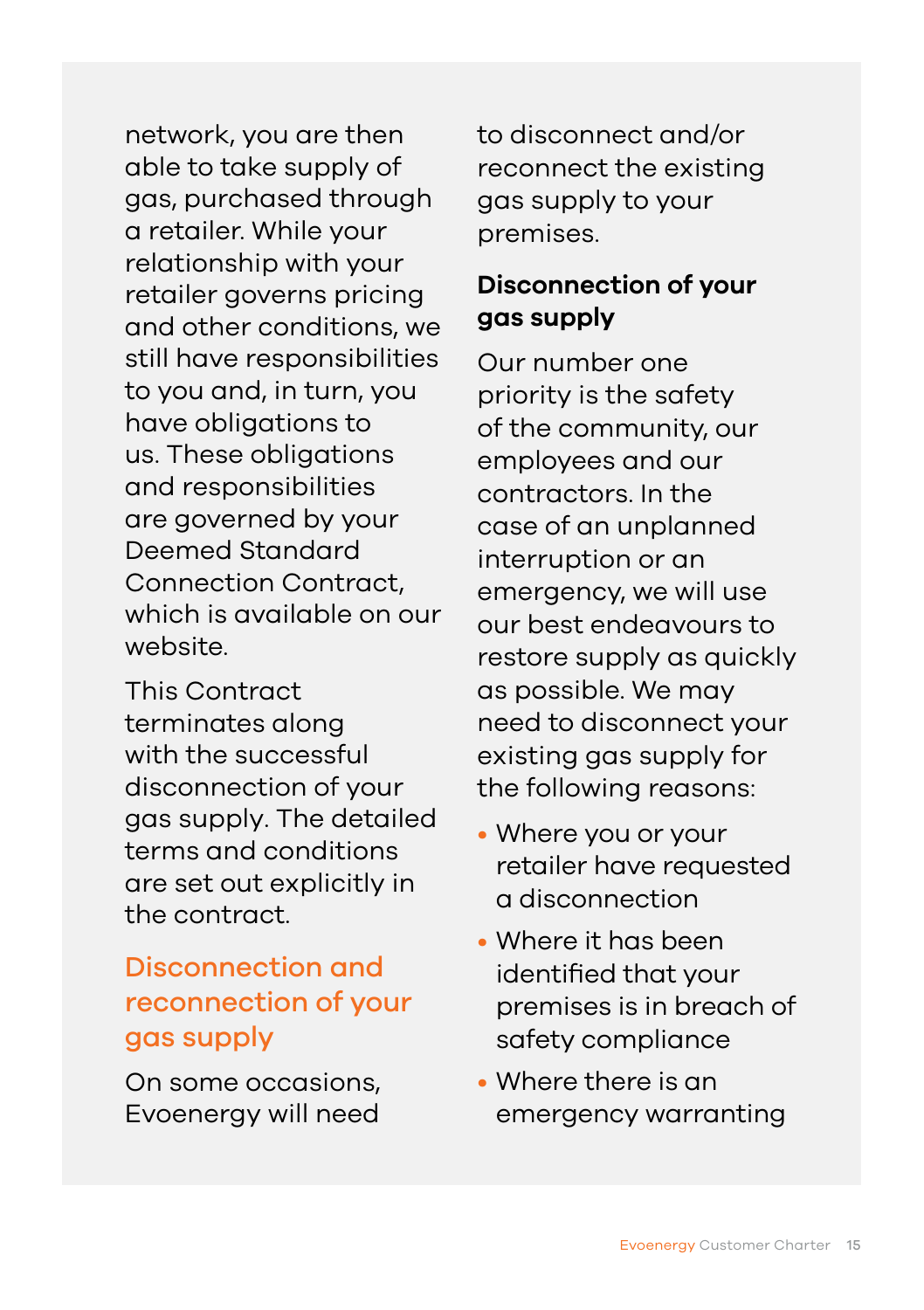network, you are then able to take supply of gas, purchased through a retailer. While your relationship with your retailer governs pricing and other conditions, we still have responsibilities to you and, in turn, you have obligations to us. These obligations and responsibilities are governed by your Deemed Standard Connection Contract, which is available on our website.

This Contract terminates along with the successful disconnection of your gas supply. The detailed terms and conditions are set out explicitly in the contract.

## Disconnection and reconnection of your gas supply

On some occasions, Evoenergy will need to disconnect and/or reconnect the existing gas supply to your premises.

### Disconnection of your gas supply

Our number one priority is the safety of the community, our employees and our contractors. In the case of an unplanned interruption or an emergency, we will use our best endeavours to restore supply as quickly as possible. We may need to disconnect your existing gas supply for the following reasons:

- Where you or your retailer have requested a disconnection
- Where it has been identified that your premises is in breach of safety compliance
- Where there is an emergency warranting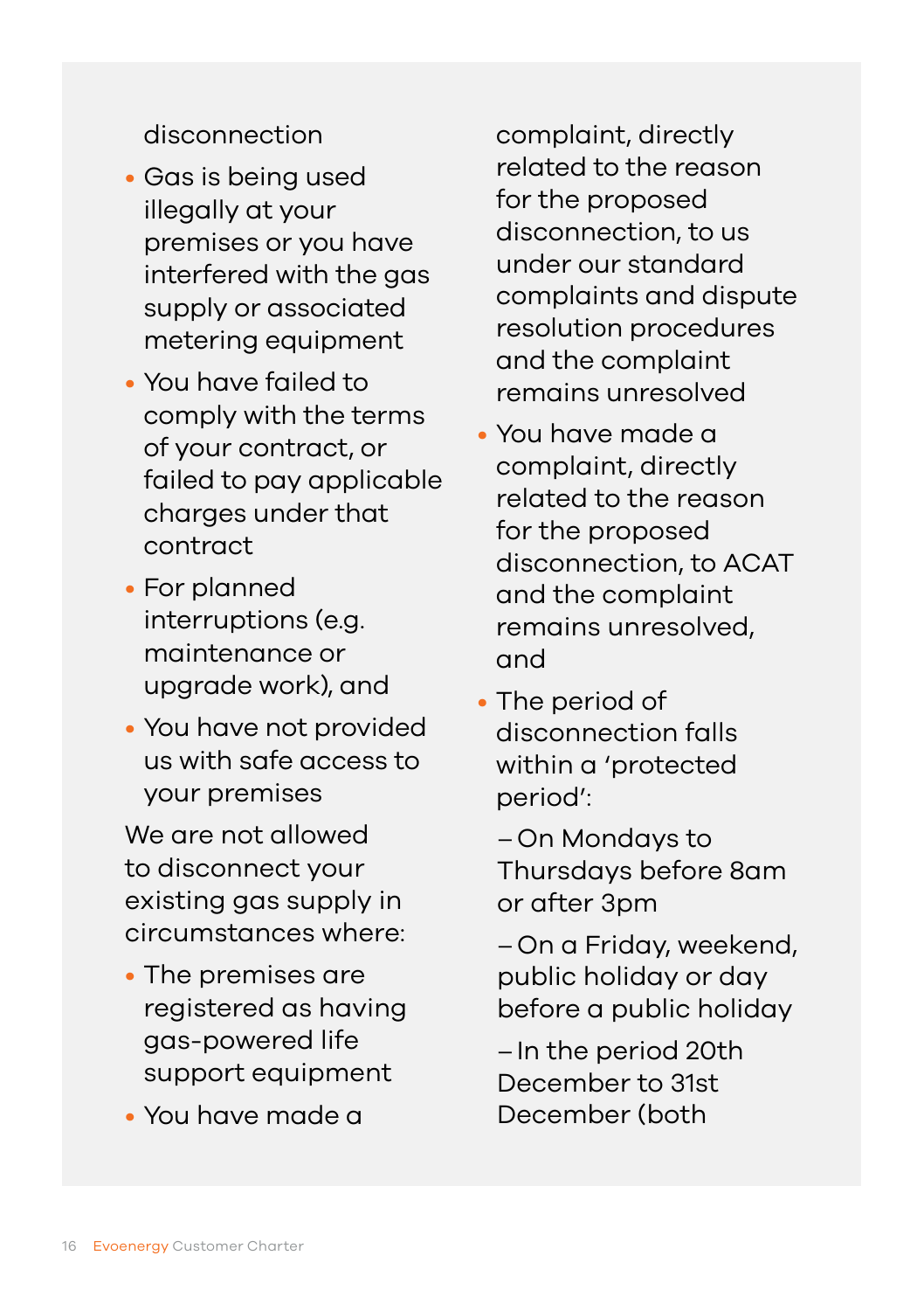disconnection

- Gas is being used illegally at your premises or you have interfered with the gas supply or associated metering equipment
- You have failed to comply with the terms of your contract, or failed to pay applicable charges under that contract
- For planned interruptions (e.g. maintenance or upgrade work), and
- You have not provided us with safe access to your premises

We are not allowed to disconnect your existing gas supply in circumstances where:

- The premises are registered as having gas-powered life support equipment
- You have made a complaint, directly related to the reason for the proposed disconnection, to us under our standard complaints and dispute resolution procedures and the complaint remains unresolved
- You have made a complaint, directly related to the reason for the proposed disconnection, to ACAT and the complaint remains unresolved, and
- The period of disconnection falls within a 'protected period':

  – On Mondays to Thursdays before 8am or after 3pm

  – On a Friday, weekend, public holiday or day before a public holiday

  – In the period 20th December to 31st December (both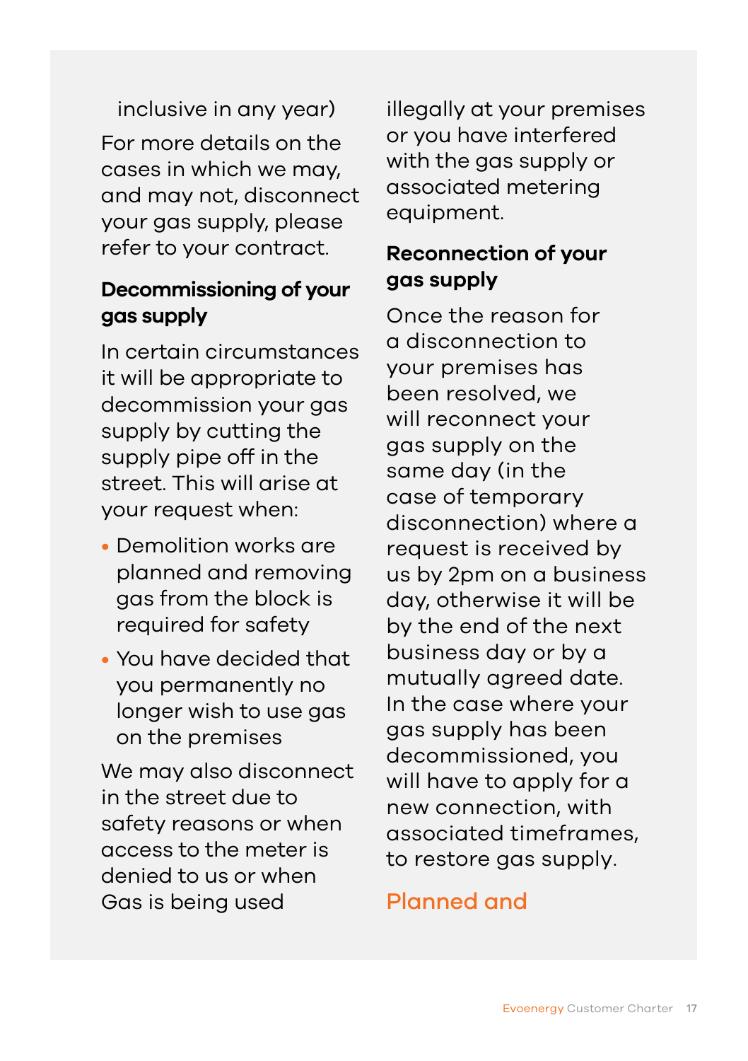inclusive in any year)

For more details on the cases in which we may, and may not, disconnect your gas supply, please refer to your contract.

### Decommissioning of your gas supply

In certain circumstances it will be appropriate to decommission your gas supply by cutting the supply pipe off in the street. This will arise at your request when:

- Demolition works are planned and removing gas from the block is required for safety
- You have decided that you permanently no longer wish to use gas on the premises

We may also disconnect in the street due to safety reasons or when access to the meter is denied to us or when Gas is being used illegally at your premises or you have interfered with the gas supply or associated metering equipment.

### Reconnection of your gas supply

Once the reason for a disconnection to your premises has been resolved, we will reconnect your gas supply on the same day (in the case of temporary disconnection) where a request is received by us by 2pm on a business day, otherwise it will be by the end of the next business day or by a mutually agreed date. In the case where your gas supply has been decommissioned, you will have to apply for a new connection, with associated timeframes, to restore gas supply.

## Planned and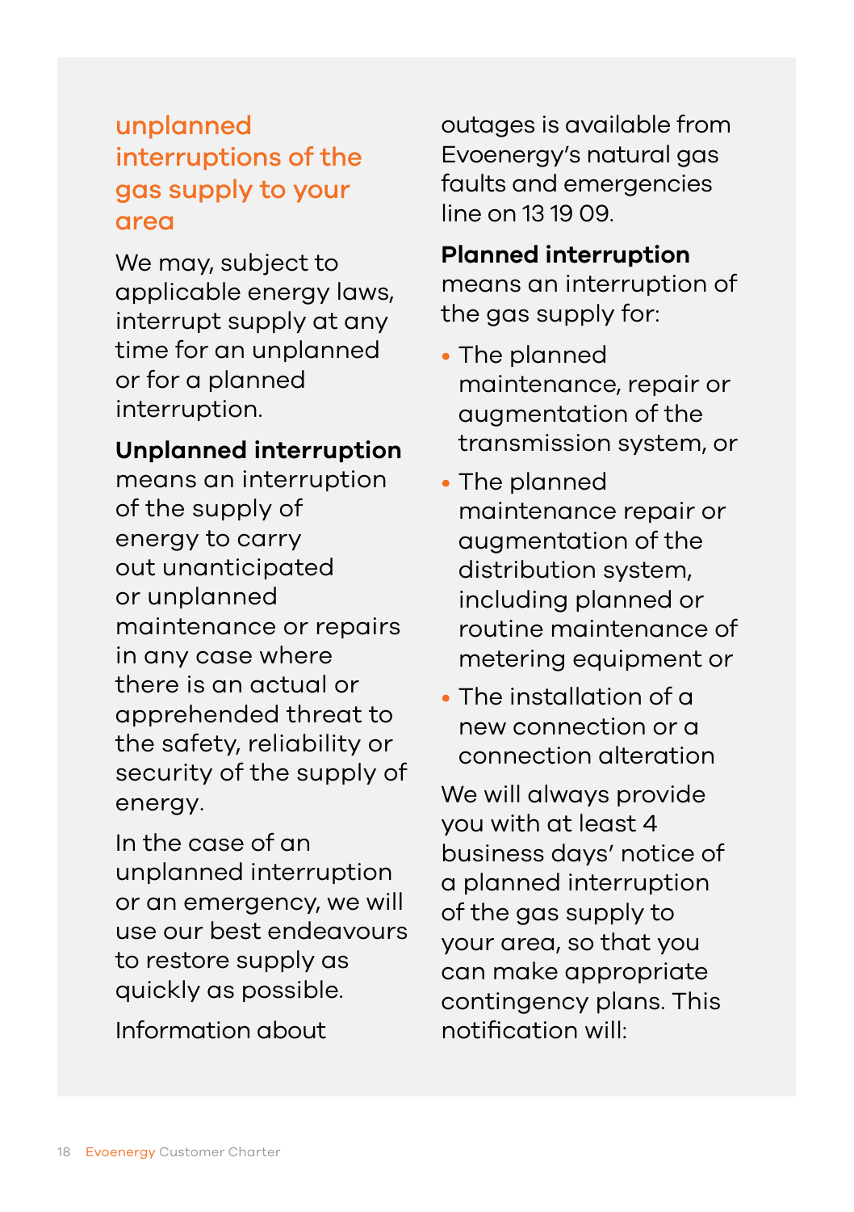## unplanned interruptions of the gas supply to your area

We may, subject to applicable energy laws, interrupt supply at any time for an unplanned or for a planned interruption.

**Unplanned interruption** means an interruption of the supply of energy to carry out unanticipated or unplanned maintenance or repairs in any case where there is an actual or apprehended threat to the safety, reliability or security of the supply of energy.

In the case of an unplanned interruption or an emergency, we will use our best endeavours to restore supply as quickly as possible.

Information about outages is available from Evoenergy's natural gas faults and emergencies line on 13 19 09.

**Planned interruption** means an interruption of the gas supply for:

- The planned maintenance, repair or augmentation of the transmission system, or
- The planned maintenance repair or augmentation of the distribution system, including planned or routine maintenance of metering equipment or
- The installation of a new connection or a connection alteration

We will always provide you with at least 4 business days' notice of a planned interruption of the gas supply to your area, so that you can make appropriate contingency plans. This notification will: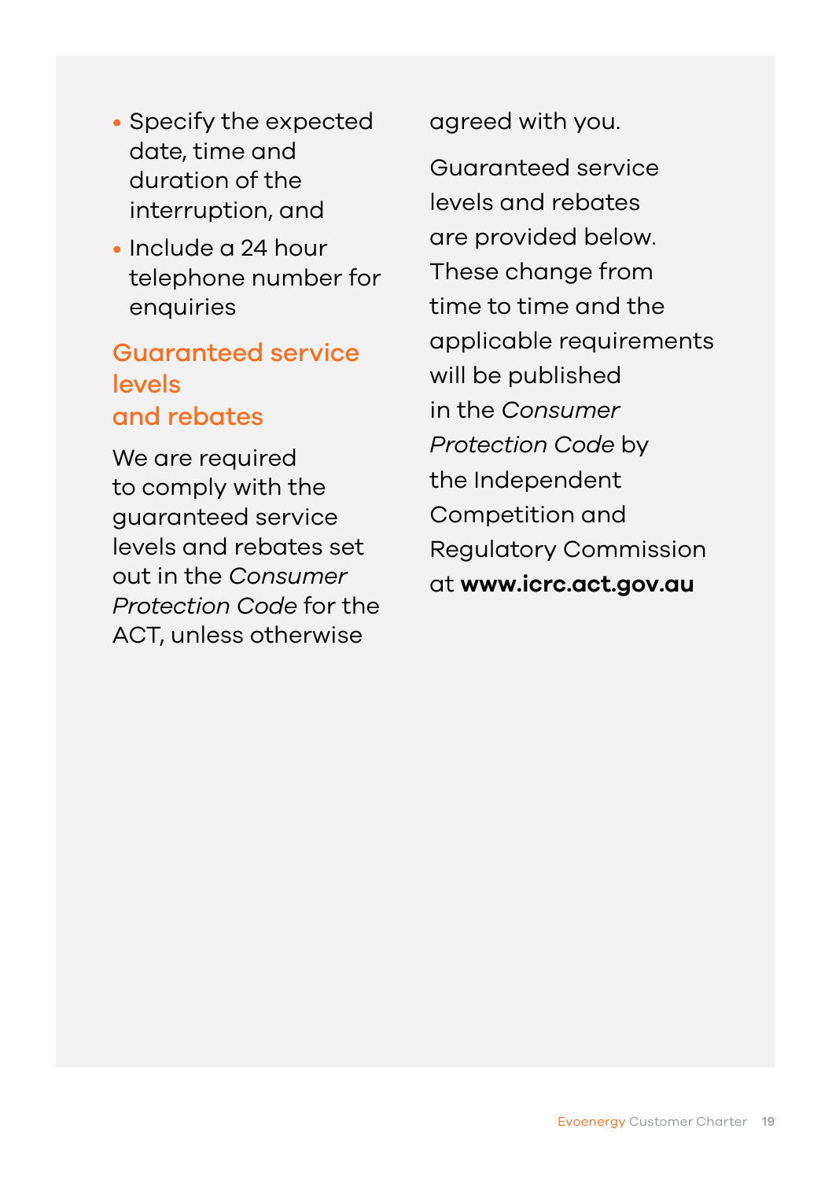- Specify the expected date, time and duration of the interruption, and
- Include a 24 hour telephone number for enquiries

## Guaranteed service levels and rebates

We are required to comply with the guaranteed service levels and rebates set out in the *Consumer Protection Code* for the ACT, unless otherwise agreed with you.

Guaranteed service levels and rebates are provided below. These change from time to time and the applicable requirements will be published in the *Consumer Protection Code* by the Independent Competition and Regulatory Commission at **www.icrc.act.gov.au**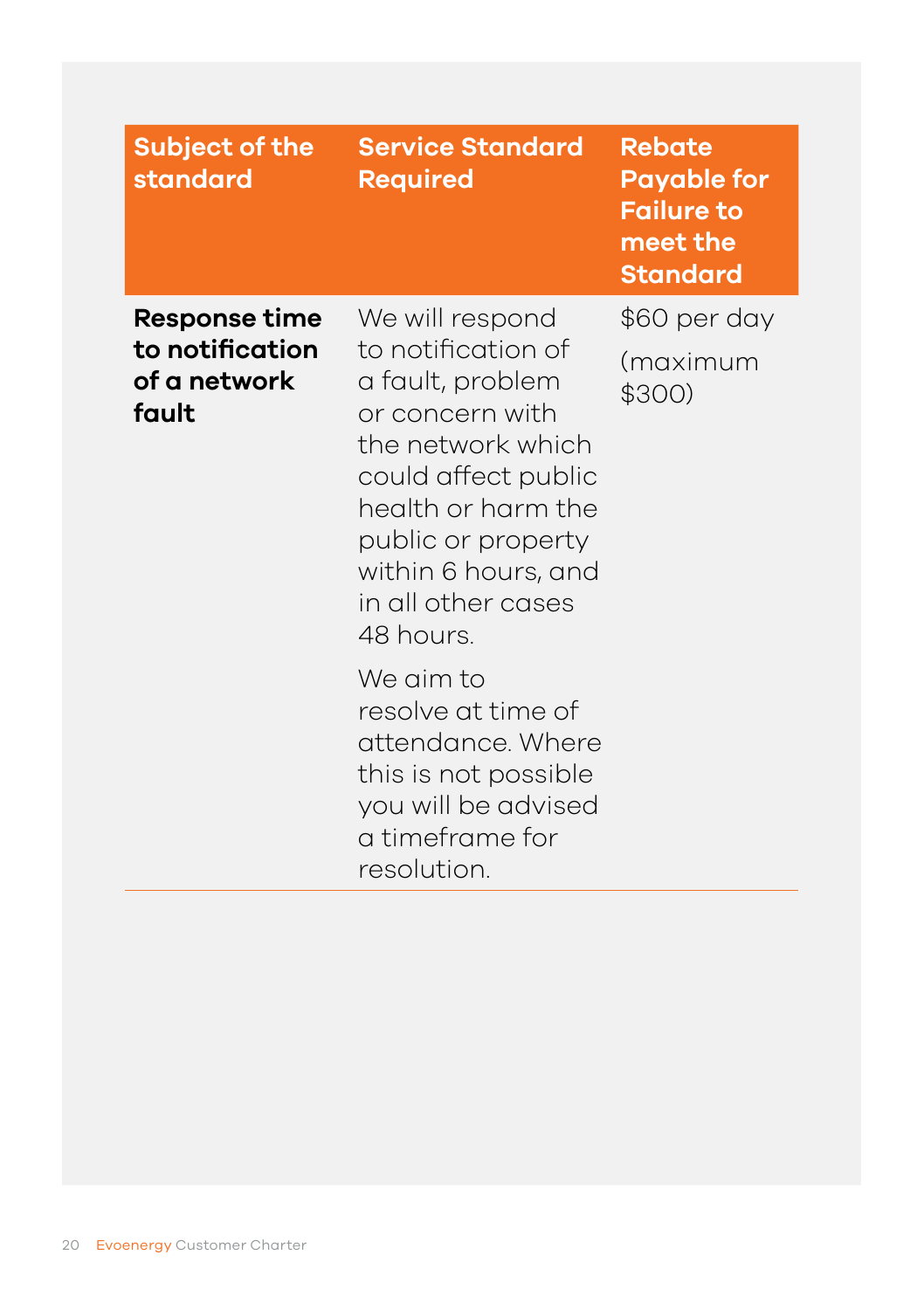| Subject of the standard | Service Standard Required | Rebate Payable for Failure to meet the Standard |
| --- | --- | --- |
| **Response time to notification of a network fault** | We will respond to notification of a fault, problem or concern with the network which could affect public health or harm the public or property within 6 hours, and in all other cases 48 hours.<br><br>We aim to resolve at time of attendance. Where this is not possible you will be advised a timeframe for resolution. | $60 per day<br><br>(maximum $300) |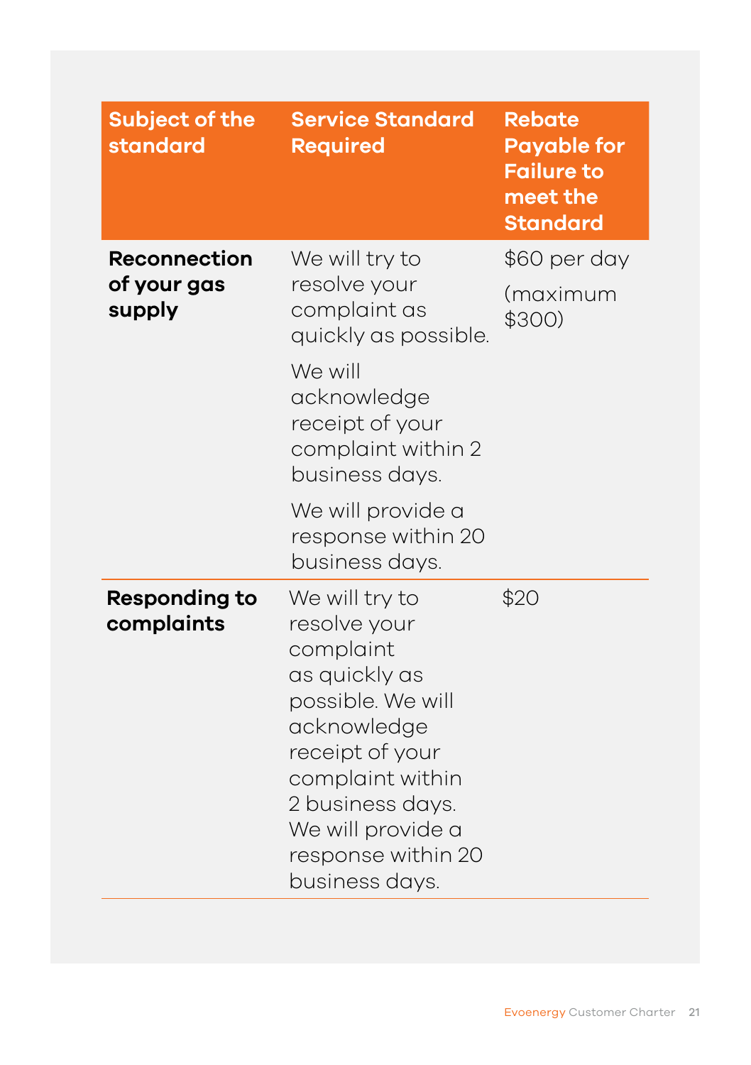| Subject of the standard | Service Standard Required | Rebate Payable for Failure to meet the Standard |
|---|---|---|
| **Reconnection of your gas supply** | We will try to resolve your complaint as quickly as possible. We will acknowledge receipt of your complaint within 2 business days. We will provide a response within 20 business days. | $60 per day (maximum $300) |
| **Responding to complaints** | We will try to resolve your complaint as quickly as possible. We will acknowledge receipt of your complaint within 2 business days. We will provide a response within 20 business days. | $20 |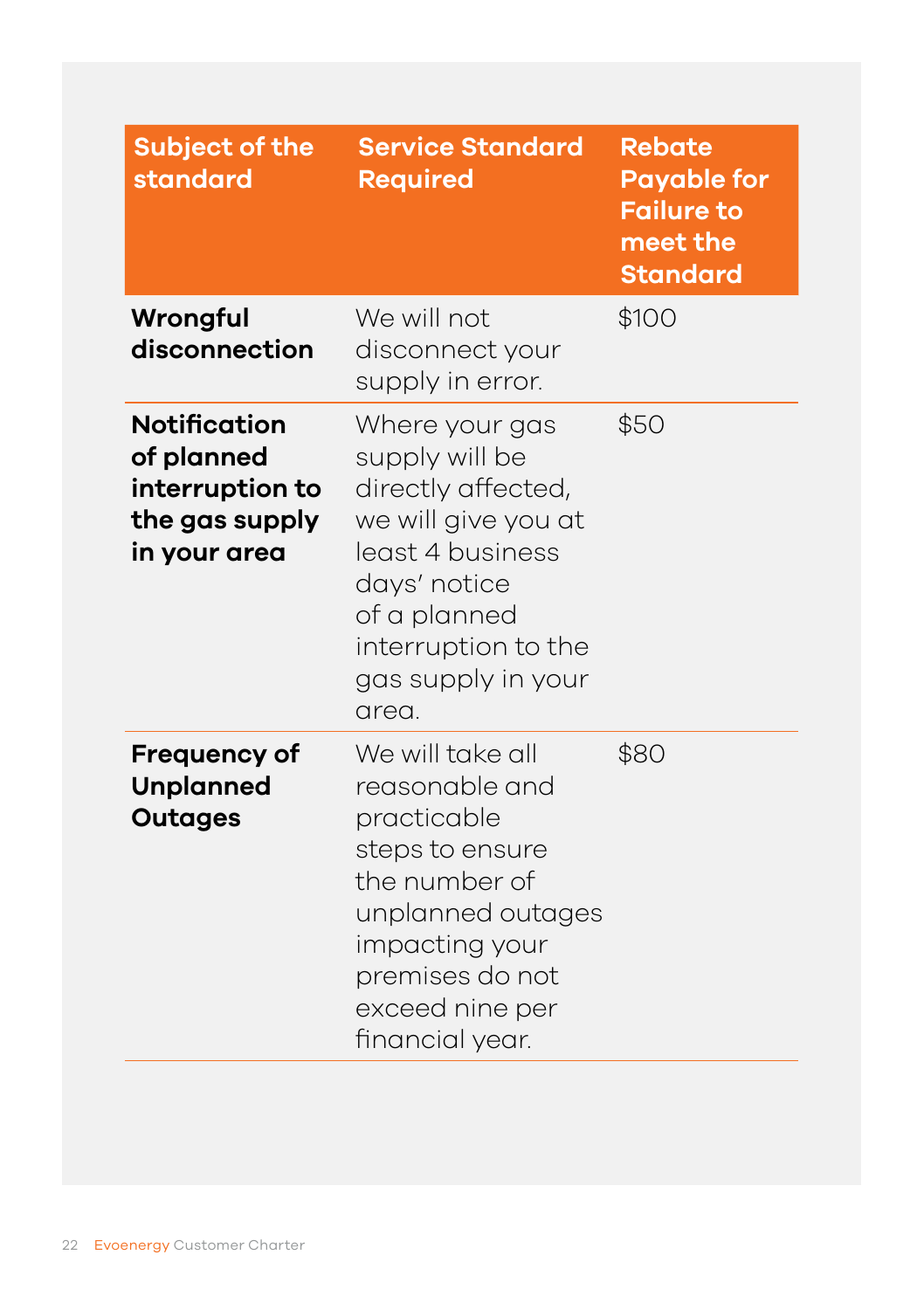| Subject of the standard | Service Standard Required | Rebate Payable for Failure to meet the Standard |
|---|---|---|
| **Wrongful disconnection** | We will not disconnect your supply in error. | $100 |
| **Notification of planned interruption to the gas supply in your area** | Where your gas supply will be directly affected, we will give you at least 4 business days' notice of a planned interruption to the gas supply in your area. | $50 |
| **Frequency of Unplanned Outages** | We will take all reasonable and practicable steps to ensure the number of unplanned outages impacting your premises do not exceed nine per financial year. | $80 |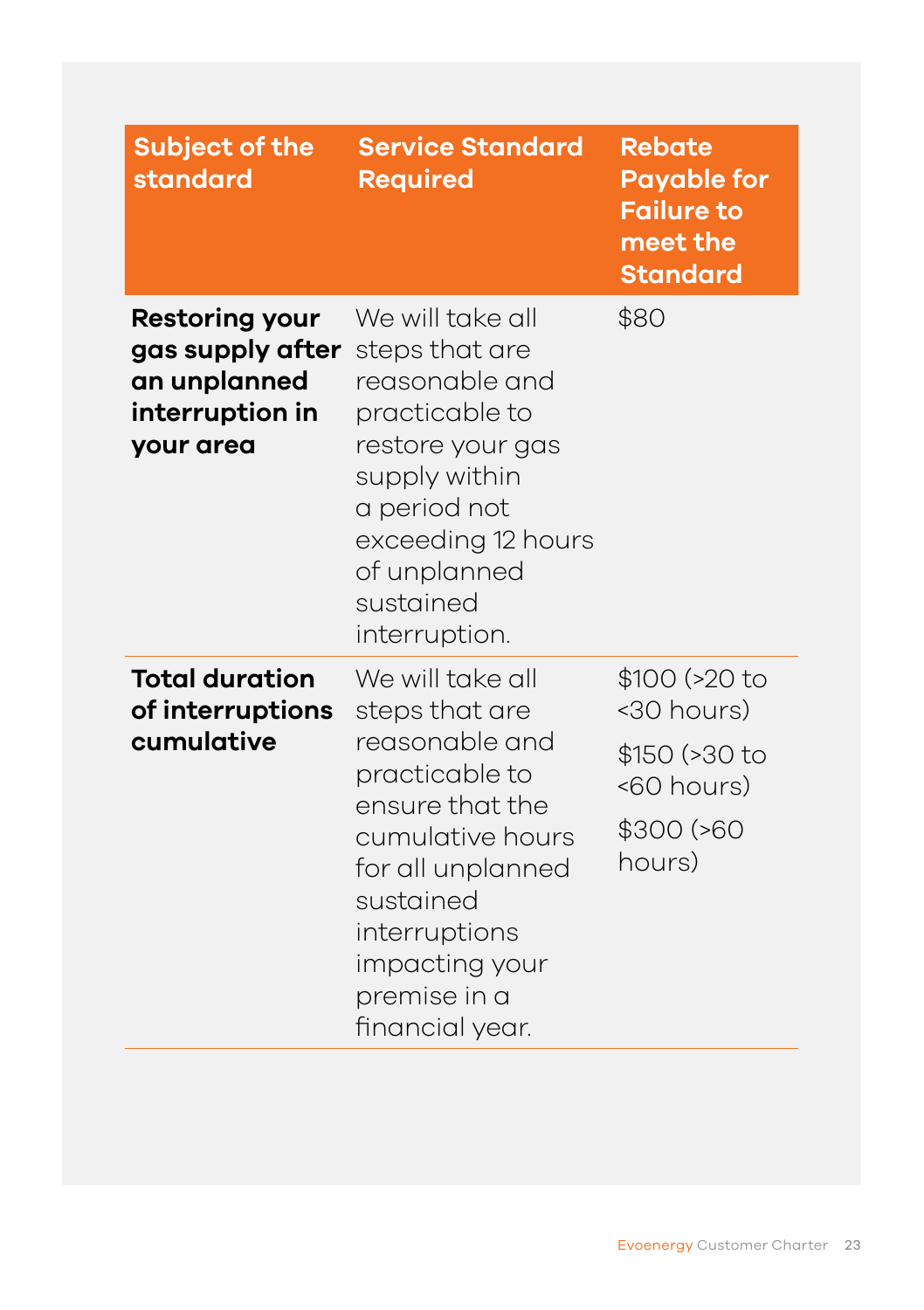| Subject of the standard | Service Standard Required | Rebate Payable for Failure to meet the Standard |
|---|---|---|
| **Restoring your gas supply after an unplanned interruption in your area** | We will take all steps that are reasonable and practicable to restore your gas supply within a period not exceeding 12 hours of unplanned sustained interruption. | $80 |
| **Total duration of interruptions cumulative** | We will take all steps that are reasonable and practicable to ensure that the cumulative hours for all unplanned sustained interruptions impacting your premise in a financial year. | $100 (>20 to <30 hours)<br>$150 (>30 to <60 hours)<br>$300 (>60 hours) |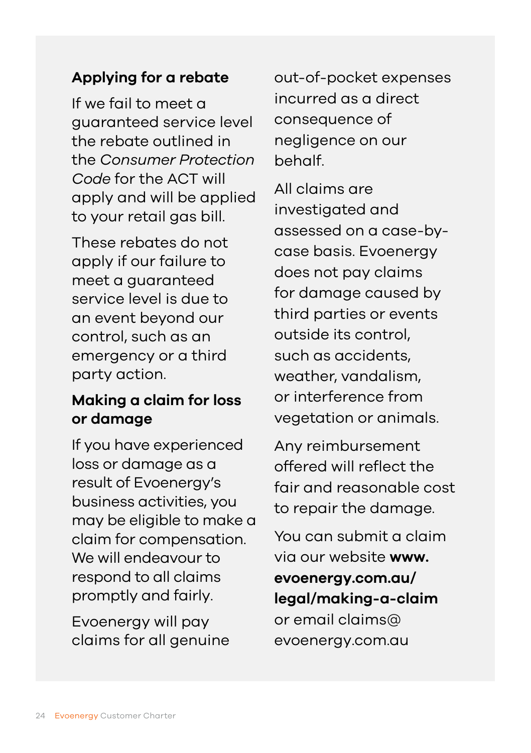### Applying for a rebate

If we fail to meet a guaranteed service level the rebate outlined in the *Consumer Protection Code* for the ACT will apply and will be applied to your retail gas bill.

These rebates do not apply if our failure to meet a guaranteed service level is due to an event beyond our control, such as an emergency or a third party action.

### Making a claim for loss or damage

If you have experienced loss or damage as a result of Evoenergy's business activities, you may be eligible to make a claim for compensation. We will endeavour to respond to all claims promptly and fairly.

Evoenergy will pay claims for all genuine out-of-pocket expenses incurred as a direct consequence of negligence on our behalf.

All claims are investigated and assessed on a case-by-case basis. Evoenergy does not pay claims for damage caused by third parties or events outside its control, such as accidents, weather, vandalism, or interference from vegetation or animals.

Any reimbursement offered will reflect the fair and reasonable cost to repair the damage.

You can submit a claim via our website **www.evoenergy.com.au/legal/making-a-claim** or email claims@evoenergy.com.au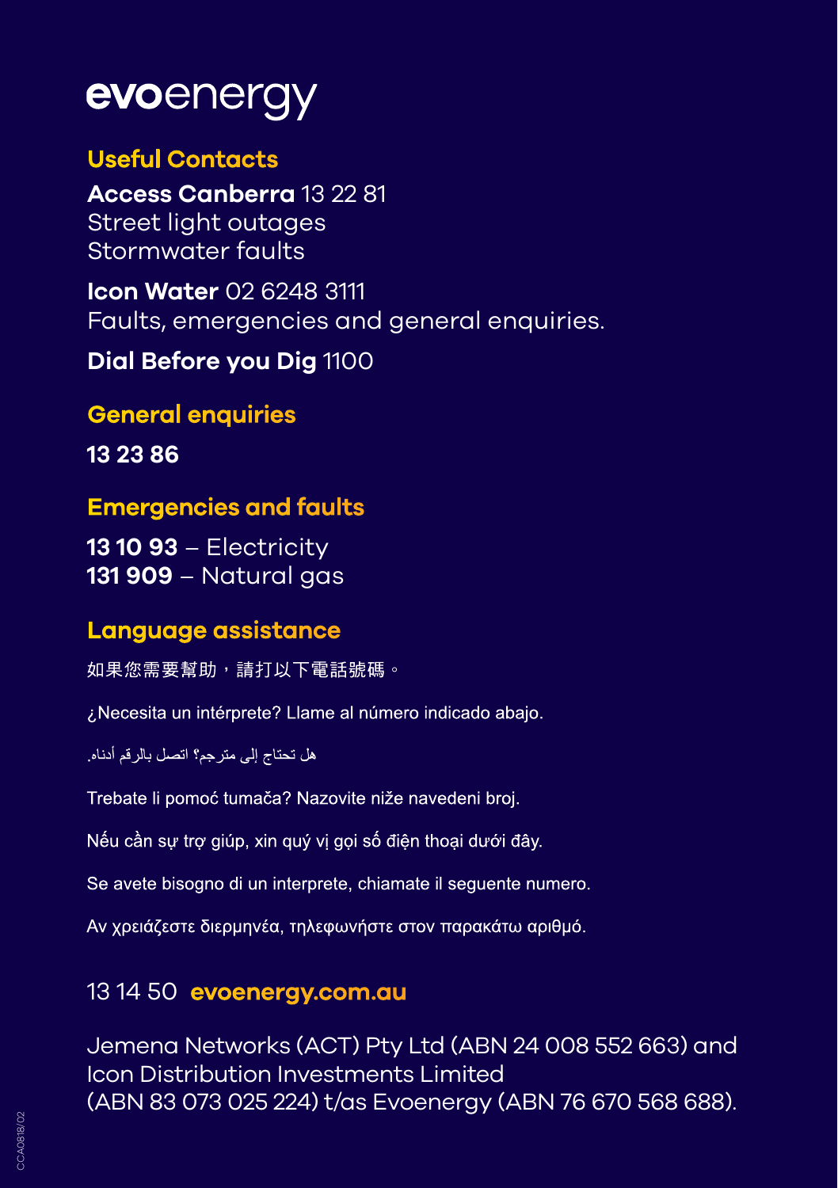# evoenergy

## Useful Contacts

**Access Canberra** 13 22 81
Street light outages
Stormwater faults

**Icon Water** 02 6248 3111
Faults, emergencies and general enquiries.

**Dial Before you Dig** 1100

## General enquiries

**13 23 86**

## Emergencies and faults

**13 10 93** – Electricity
**131 909** – Natural gas

## Language assistance

如果您需要幫助，請打以下電話號碼。

¿Necesita un intérprete? Llame al número indicado abajo.

هل تحتاج إلى مترجم؟ اتصل بالرقم أدناه.

Trebate li pomoć tumača? Nazovite niže navedeni broj.

Nếu cần sự trợ giúp, xin quý vị gọi số điện thoại dưới đây.

Se avete bisogno di un interprete, chiamate il seguente numero.

Αν χρειάζεστε διερμηνέα, τηλεφωνήστε στον παρακάτω αριθμό.

13 14 50 **evoenergy.com.au**

Jemena Networks (ACT) Pty Ltd (ABN 24 008 552 663) and Icon Distribution Investments Limited (ABN 83 073 025 224) t/as Evoenergy (ABN 76 670 568 688).

CCA0818/02